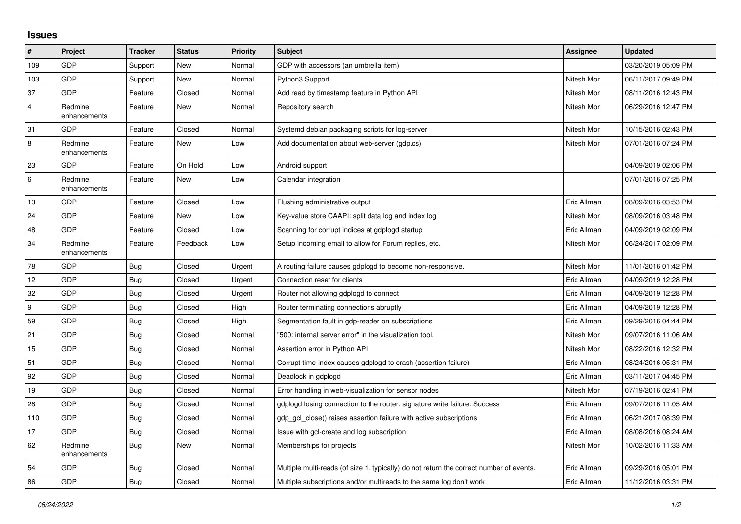## Issues

| # | Project | Tracker | Status | Priority | Subject | Assignee | Updated |
|---|---|---|---|---|---|---|---|
| 109 | GDP | Support | New | Normal | GDP with accessors (an umbrella item) | | 03/20/2019 05:09 PM |
| 103 | GDP | Support | New | Normal | Python3 Support | Nitesh Mor | 06/11/2017 09:49 PM |
| 37 | GDP | Feature | Closed | Normal | Add read by timestamp feature in Python API | Nitesh Mor | 08/11/2016 12:43 PM |
| 4 | Redmine enhancements | Feature | New | Normal | Repository search | Nitesh Mor | 06/29/2016 12:47 PM |
| 31 | GDP | Feature | Closed | Normal | Systemd debian packaging scripts for log-server | Nitesh Mor | 10/15/2016 02:43 PM |
| 8 | Redmine enhancements | Feature | New | Low | Add documentation about web-server (gdp.cs) | Nitesh Mor | 07/01/2016 07:24 PM |
| 23 | GDP | Feature | On Hold | Low | Android support | | 04/09/2019 02:06 PM |
| 6 | Redmine enhancements | Feature | New | Low | Calendar integration | | 07/01/2016 07:25 PM |
| 13 | GDP | Feature | Closed | Low | Flushing administrative output | Eric Allman | 08/09/2016 03:53 PM |
| 24 | GDP | Feature | New | Low | Key-value store CAAPI: split data log and index log | Nitesh Mor | 08/09/2016 03:48 PM |
| 48 | GDP | Feature | Closed | Low | Scanning for corrupt indices at gdplogd startup | Eric Allman | 04/09/2019 02:09 PM |
| 34 | Redmine enhancements | Feature | Feedback | Low | Setup incoming email to allow for Forum replies, etc. | Nitesh Mor | 06/24/2017 02:09 PM |
| 78 | GDP | Bug | Closed | Urgent | A routing failure causes gdplogd to become non-responsive. | Nitesh Mor | 11/01/2016 01:42 PM |
| 12 | GDP | Bug | Closed | Urgent | Connection reset for clients | Eric Allman | 04/09/2019 12:28 PM |
| 32 | GDP | Bug | Closed | Urgent | Router not allowing gdplogd to connect | Eric Allman | 04/09/2019 12:28 PM |
| 9 | GDP | Bug | Closed | High | Router terminating connections abruptly | Eric Allman | 04/09/2019 12:28 PM |
| 59 | GDP | Bug | Closed | High | Segmentation fault in gdp-reader on subscriptions | Eric Allman | 09/29/2016 04:44 PM |
| 21 | GDP | Bug | Closed | Normal | "500: internal server error" in the visualization tool. | Nitesh Mor | 09/07/2016 11:06 AM |
| 15 | GDP | Bug | Closed | Normal | Assertion error in Python API | Nitesh Mor | 08/22/2016 12:32 PM |
| 51 | GDP | Bug | Closed | Normal | Corrupt time-index causes gdplogd to crash (assertion failure) | Eric Allman | 08/24/2016 05:31 PM |
| 92 | GDP | Bug | Closed | Normal | Deadlock in gdplogd | Eric Allman | 03/11/2017 04:45 PM |
| 19 | GDP | Bug | Closed | Normal | Error handling in web-visualization for sensor nodes | Nitesh Mor | 07/19/2016 02:41 PM |
| 28 | GDP | Bug | Closed | Normal | gdplogd losing connection to the router. signature write failure: Success | Eric Allman | 09/07/2016 11:05 AM |
| 110 | GDP | Bug | Closed | Normal | gdp_gcl_close() raises assertion failure with active subscriptions | Eric Allman | 06/21/2017 08:39 PM |
| 17 | GDP | Bug | Closed | Normal | Issue with gcl-create and log subscription | Eric Allman | 08/08/2016 08:24 AM |
| 62 | Redmine enhancements | Bug | New | Normal | Memberships for projects | Nitesh Mor | 10/02/2016 11:33 AM |
| 54 | GDP | Bug | Closed | Normal | Multiple multi-reads (of size 1, typically) do not return the correct number of events. | Eric Allman | 09/29/2016 05:01 PM |
| 86 | GDP | Bug | Closed | Normal | Multiple subscriptions and/or multireads to the same log don't work | Eric Allman | 11/12/2016 03:31 PM |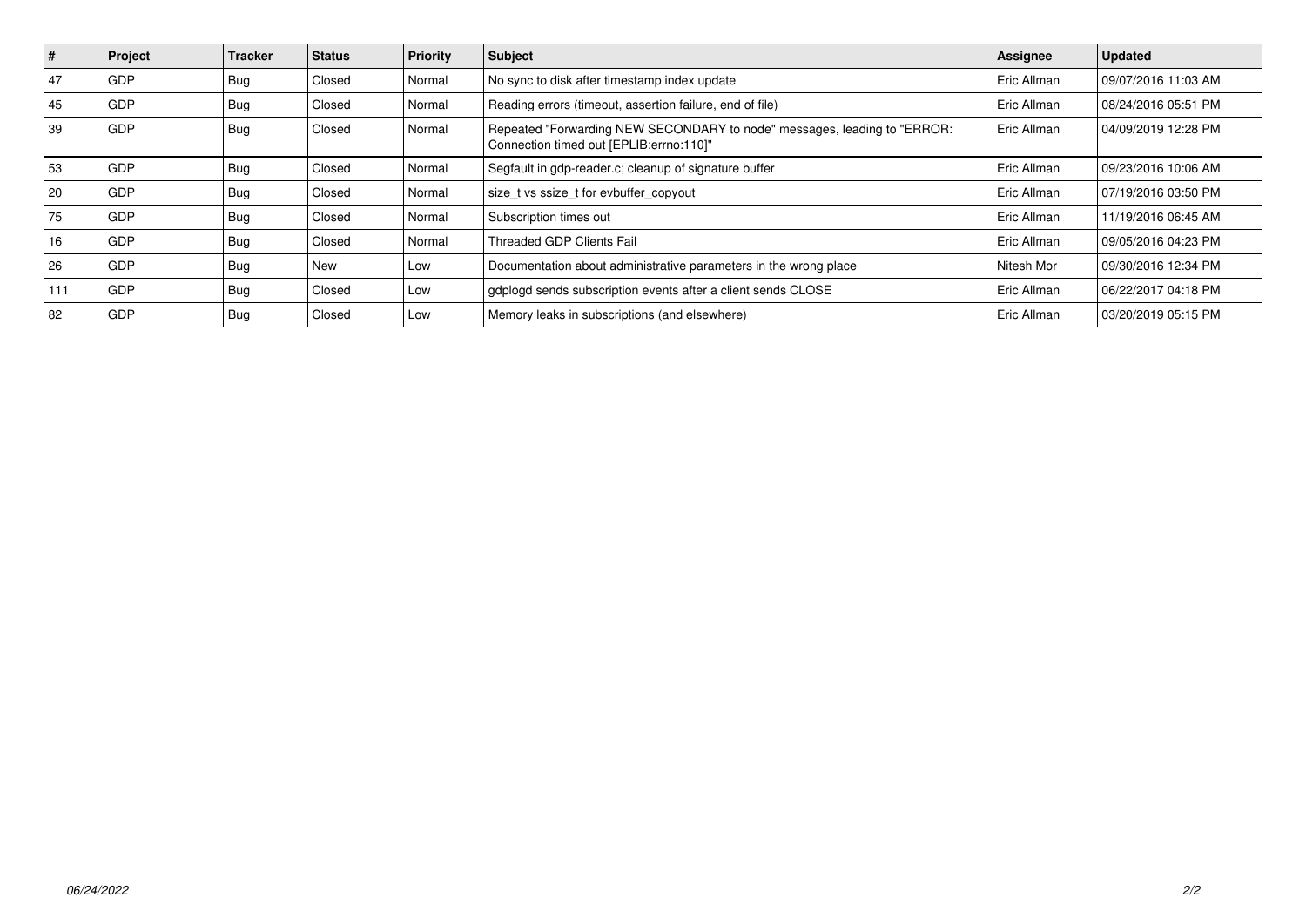| # | Project | Tracker | Status | Priority | Subject | Assignee | Updated |
|---|---|---|---|---|---|---|---|
| 47 | GDP | Bug | Closed | Normal | No sync to disk after timestamp index update | Eric Allman | 09/07/2016 11:03 AM |
| 45 | GDP | Bug | Closed | Normal | Reading errors (timeout, assertion failure, end of file) | Eric Allman | 08/24/2016 05:51 PM |
| 39 | GDP | Bug | Closed | Normal | Repeated "Forwarding NEW SECONDARY to node" messages, leading to "ERROR: Connection timed out [EPLIB:errno:110]" | Eric Allman | 04/09/2019 12:28 PM |
| 53 | GDP | Bug | Closed | Normal | Segfault in gdp-reader.c; cleanup of signature buffer | Eric Allman | 09/23/2016 10:06 AM |
| 20 | GDP | Bug | Closed | Normal | size_t vs ssize_t for evbuffer_copyout | Eric Allman | 07/19/2016 03:50 PM |
| 75 | GDP | Bug | Closed | Normal | Subscription times out | Eric Allman | 11/19/2016 06:45 AM |
| 16 | GDP | Bug | Closed | Normal | Threaded GDP Clients Fail | Eric Allman | 09/05/2016 04:23 PM |
| 26 | GDP | Bug | New | Low | Documentation about administrative parameters in the wrong place | Nitesh Mor | 09/30/2016 12:34 PM |
| 111 | GDP | Bug | Closed | Low | gdplogd sends subscription events after a client sends CLOSE | Eric Allman | 06/22/2017 04:18 PM |
| 82 | GDP | Bug | Closed | Low | Memory leaks in subscriptions (and elsewhere) | Eric Allman | 03/20/2019 05:15 PM |